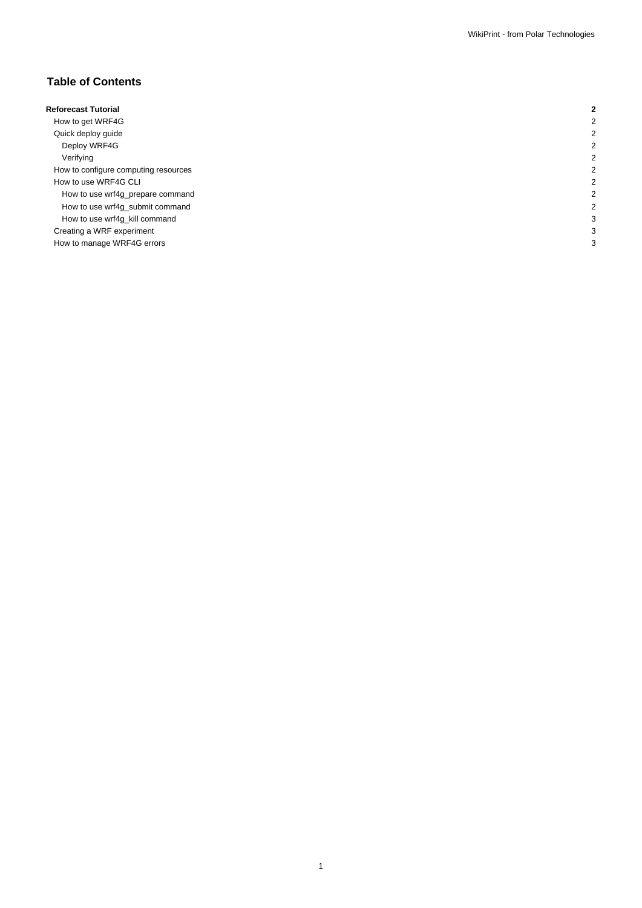## Table of Contents

| | |
|---|---|
| **Reforecast Tutorial** | **2** |
| How to get WRF4G | 2 |
| Quick deploy guide | 2 |
| Deploy WRF4G | 2 |
| Verifying | 2 |
| How to configure computing resources | 2 |
| How to use WRF4G CLI | 2 |
| How to use wrf4g_prepare command | 2 |
| How to use wrf4g_submit command | 2 |
| How to use wrf4g_kill command | 3 |
| Creating a WRF experiment | 3 |
| How to manage WRF4G errors | 3 |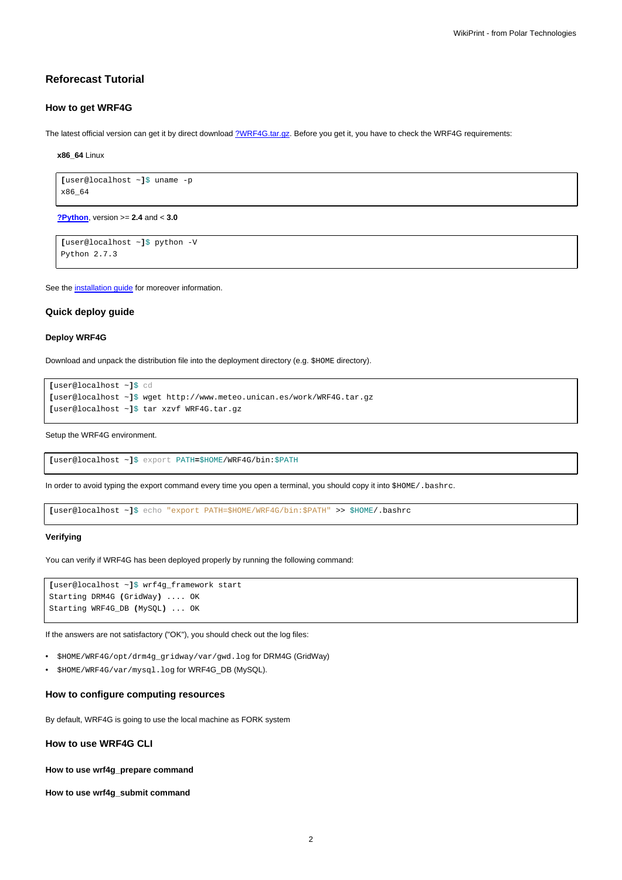## Reforecast Tutorial

### How to get WRF4G

The latest official version can get it by direct download ?WRF4G.tar.gz. Before you get it, you have to check the WRF4G requirements:

**x86_64** Linux

```
[user@localhost ~]$ uname -p
x86_64
```

**?Python**, version >= **2.4** and < **3.0**

```
[user@localhost ~]$ python -V
Python 2.7.3
```

See the installation guide for moreover information.

### Quick deploy guide

#### Deploy WRF4G

Download and unpack the distribution file into the deployment directory (e.g. `$HOME` directory).

```
[user@localhost ~]$ cd
[user@localhost ~]$ wget http://www.meteo.unican.es/work/WRF4G.tar.gz
[user@localhost ~]$ tar xzvf WRF4G.tar.gz
```

Setup the WRF4G environment.

```
[user@localhost ~]$ export PATH=$HOME/WRF4G/bin:$PATH
```

In order to avoid typing the export command every time you open a terminal, you should copy it into `$HOME/.bashrc`.

```
[user@localhost ~]$ echo "export PATH=$HOME/WRF4G/bin:$PATH" >> $HOME/.bashrc
```

#### Verifying

You can verify if WRF4G has been deployed properly by running the following command:

```
[user@localhost ~]$ wrf4g_framework start
Starting DRM4G (GridWay) .... OK
Starting WRF4G_DB (MySQL) ... OK
```

If the answers are not satisfactory ("OK"), you should check out the log files:

- `$HOME/WRF4G/opt/drm4g_gridway/var/gwd.log` for DRM4G (GridWay)
- `$HOME/WRF4G/var/mysql.log` for WRF4G_DB (MySQL).

### How to configure computing resources

By default, WRF4G is going to use the local machine as FORK system

### How to use WRF4G CLI

#### How to use wrf4g_prepare command

#### How to use wrf4g_submit command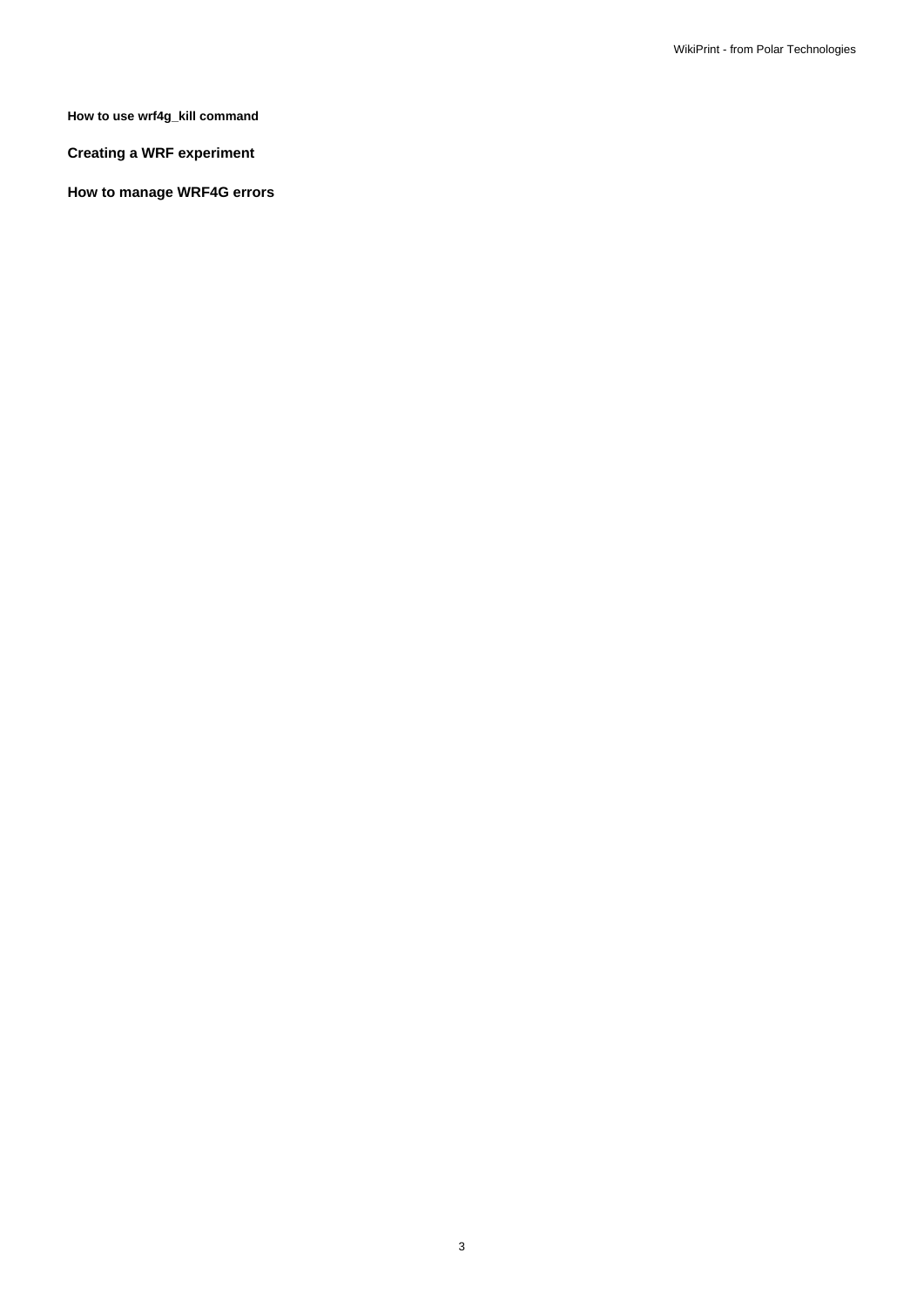**How to use wrf4g_kill command**

**Creating a WRF experiment**

**How to manage WRF4G errors**